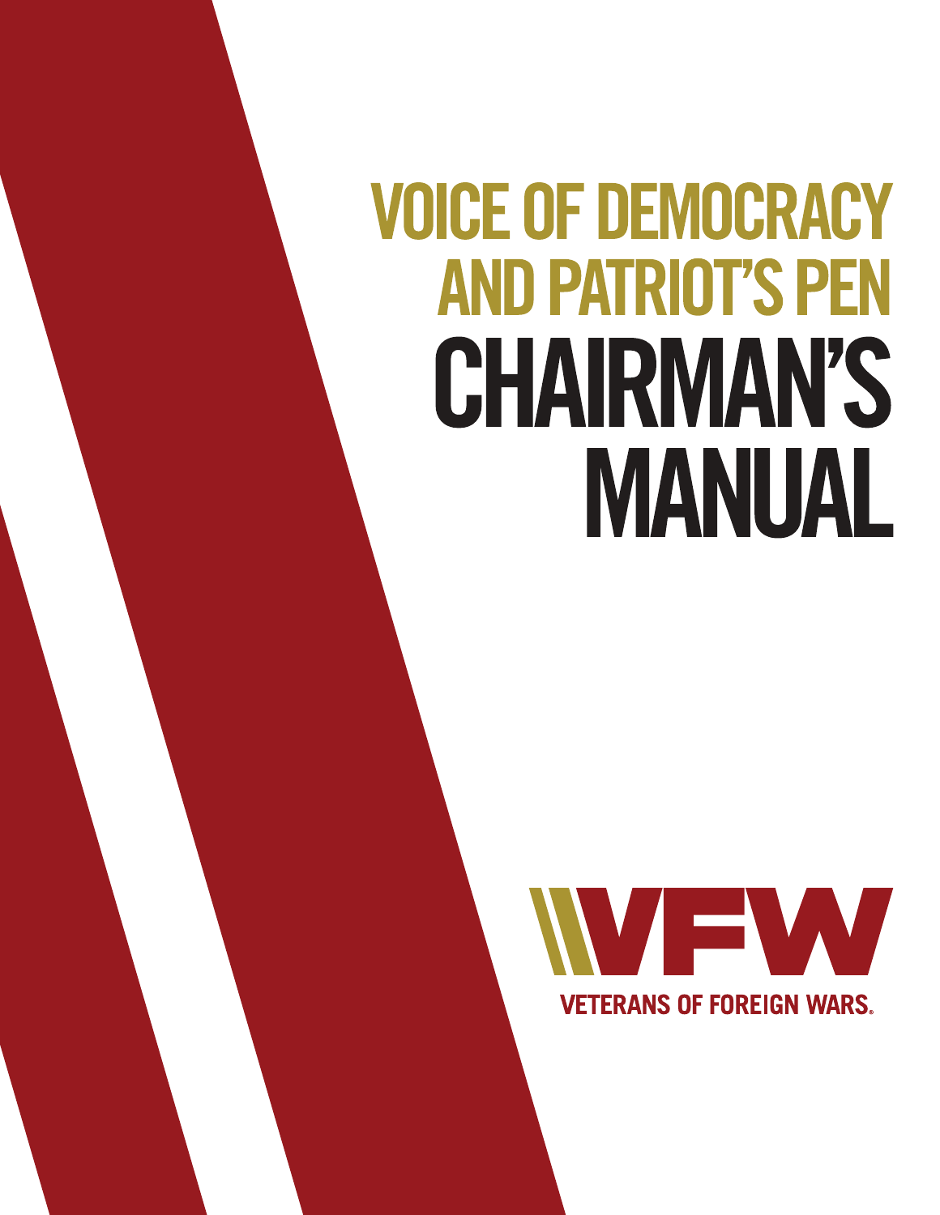# VOICE OF DEMOCRACY AND PATRIOT'S PEN CHAIRMAN'S MANUAL

VFW

VETERANS OF FOREIGN WARS.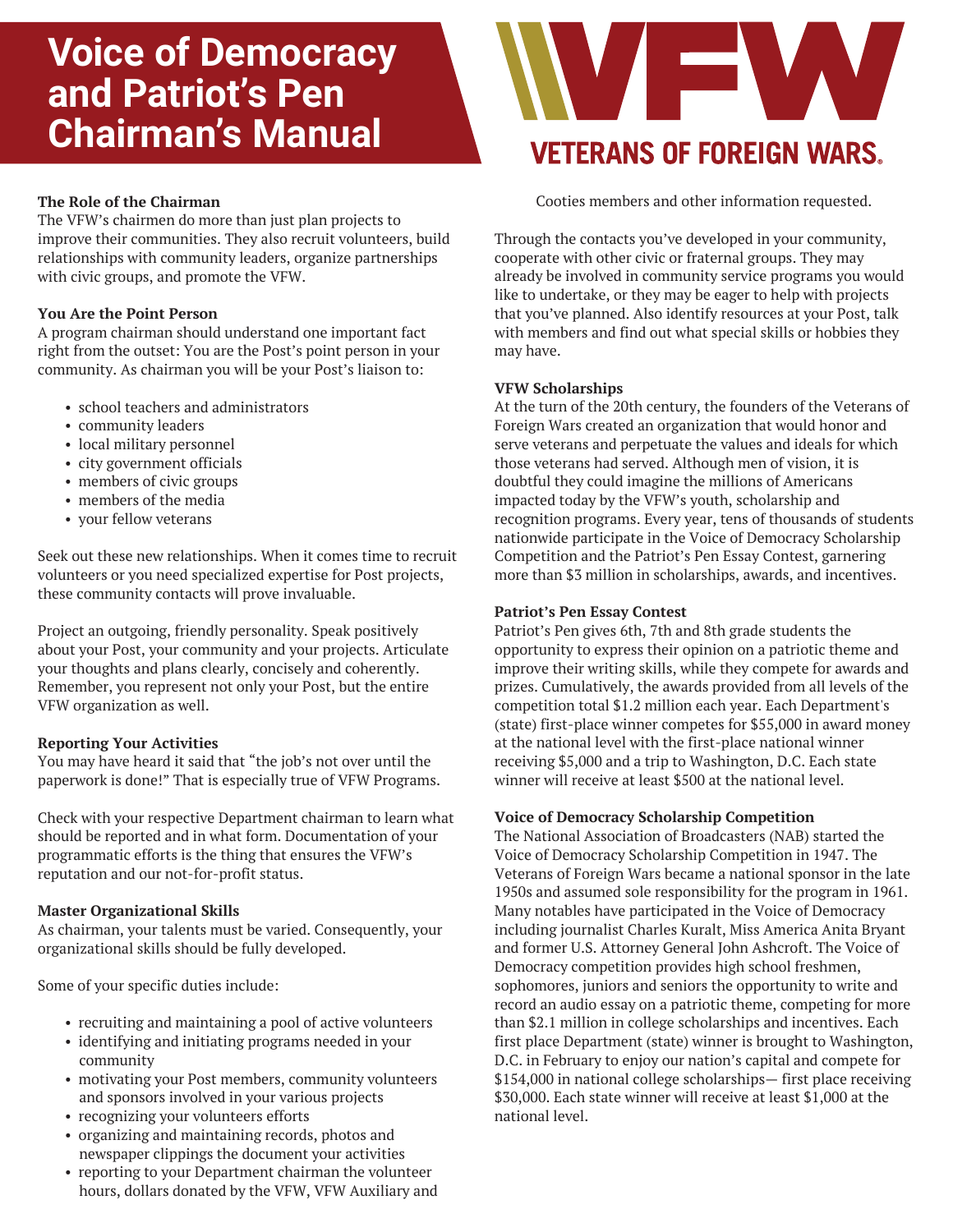# Voice of Democracy and Patriot's Pen Chairman's Manual

VETERANS OF FOREIGN WARS.

**The Role of the Chairman**

The VFW's chairmen do more than just plan projects to improve their communities. They also recruit volunteers, build relationships with community leaders, organize partnerships with civic groups, and promote the VFW.

**You Are the Point Person**

A program chairman should understand one important fact right from the outset: You are the Post's point person in your community. As chairman you will be your Post's liaison to:

- school teachers and administrators
- community leaders
- local military personnel
- city government officials
- members of civic groups
- members of the media
- your fellow veterans

Seek out these new relationships. When it comes time to recruit volunteers or you need specialized expertise for Post projects, these community contacts will prove invaluable.

Project an outgoing, friendly personality. Speak positively about your Post, your community and your projects. Articulate your thoughts and plans clearly, concisely and coherently. Remember, you represent not only your Post, but the entire VFW organization as well.

**Reporting Your Activities**

You may have heard it said that "the job's not over until the paperwork is done!" That is especially true of VFW Programs.

Check with your respective Department chairman to learn what should be reported and in what form. Documentation of your programmatic efforts is the thing that ensures the VFW's reputation and our not-for-profit status.

**Master Organizational Skills**

As chairman, your talents must be varied. Consequently, your organizational skills should be fully developed.

Some of your specific duties include:

- recruiting and maintaining a pool of active volunteers
- identifying and initiating programs needed in your community
- motivating your Post members, community volunteers and sponsors involved in your various projects
- recognizing your volunteers efforts
- organizing and maintaining records, photos and newspaper clippings the document your activities
- reporting to your Department chairman the volunteer hours, dollars donated by the VFW, VFW Auxiliary and Cooties members and other information requested.

Through the contacts you've developed in your community, cooperate with other civic or fraternal groups. They may already be involved in community service programs you would like to undertake, or they may be eager to help with projects that you've planned. Also identify resources at your Post, talk with members and find out what special skills or hobbies they may have.

**VFW Scholarships**

At the turn of the 20th century, the founders of the Veterans of Foreign Wars created an organization that would honor and serve veterans and perpetuate the values and ideals for which those veterans had served. Although men of vision, it is doubtful they could imagine the millions of Americans impacted today by the VFW's youth, scholarship and recognition programs. Every year, tens of thousands of students nationwide participate in the Voice of Democracy Scholarship Competition and the Patriot's Pen Essay Contest, garnering more than $3 million in scholarships, awards, and incentives.

**Patriot's Pen Essay Contest**

Patriot's Pen gives 6th, 7th and 8th grade students the opportunity to express their opinion on a patriotic theme and improve their writing skills, while they compete for awards and prizes. Cumulatively, the awards provided from all levels of the competition total $1.2 million each year. Each Department's (state) first-place winner competes for $55,000 in award money at the national level with the first-place national winner receiving $5,000 and a trip to Washington, D.C. Each state winner will receive at least $500 at the national level.

**Voice of Democracy Scholarship Competition**

The National Association of Broadcasters (NAB) started the Voice of Democracy Scholarship Competition in 1947. The Veterans of Foreign Wars became a national sponsor in the late 1950s and assumed sole responsibility for the program in 1961. Many notables have participated in the Voice of Democracy including journalist Charles Kuralt, Miss America Anita Bryant and former U.S. Attorney General John Ashcroft. The Voice of Democracy competition provides high school freshmen, sophomores, juniors and seniors the opportunity to write and record an audio essay on a patriotic theme, competing for more than $2.1 million in college scholarships and incentives. Each first place Department (state) winner is brought to Washington, D.C. in February to enjoy our nation's capital and compete for $154,000 in national college scholarships— first place receiving $30,000. Each state winner will receive at least $1,000 at the national level.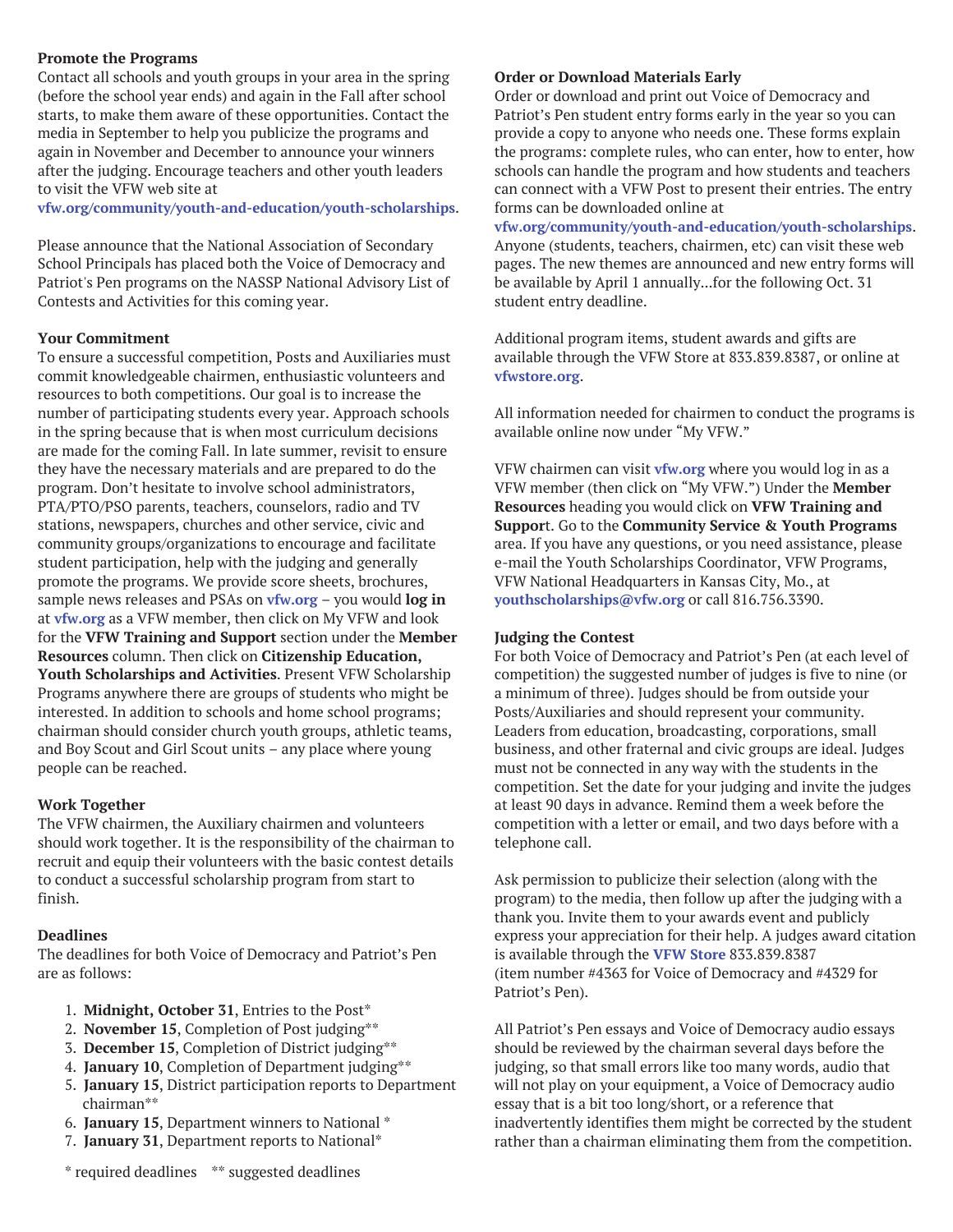**Promote the Programs**

Contact all schools and youth groups in your area in the spring (before the school year ends) and again in the Fall after school starts, to make them aware of these opportunities. Contact the media in September to help you publicize the programs and again in November and December to announce your winners after the judging. Encourage teachers and other youth leaders to visit the VFW web site at **vfw.org/community/youth-and-education/youth-scholarships**.

Please announce that the National Association of Secondary School Principals has placed both the Voice of Democracy and Patriot's Pen programs on the NASSP National Advisory List of Contests and Activities for this coming year.

**Your Commitment**

To ensure a successful competition, Posts and Auxiliaries must commit knowledgeable chairmen, enthusiastic volunteers and resources to both competitions. Our goal is to increase the number of participating students every year. Approach schools in the spring because that is when most curriculum decisions are made for the coming Fall. In late summer, revisit to ensure they have the necessary materials and are prepared to do the program. Don't hesitate to involve school administrators, PTA/PTO/PSO parents, teachers, counselors, radio and TV stations, newspapers, churches and other service, civic and community groups/organizations to encourage and facilitate student participation, help with the judging and generally promote the programs. We provide score sheets, brochures, sample news releases and PSAs on **vfw.org** – you would **log in** at **vfw.org** as a VFW member, then click on My VFW and look for the **VFW Training and Support** section under the **Member Resources** column. Then click on **Citizenship Education, Youth Scholarships and Activities**. Present VFW Scholarship Programs anywhere there are groups of students who might be interested. In addition to schools and home school programs; chairman should consider church youth groups, athletic teams, and Boy Scout and Girl Scout units – any place where young people can be reached.

**Work Together**

The VFW chairmen, the Auxiliary chairmen and volunteers should work together. It is the responsibility of the chairman to recruit and equip their volunteers with the basic contest details to conduct a successful scholarship program from start to finish.

**Deadlines**

The deadlines for both Voice of Democracy and Patriot's Pen are as follows:

1. **Midnight, October 31**, Entries to the Post*
2. **November 15**, Completion of Post judging**
3. **December 15**, Completion of District judging**
4. **January 10**, Completion of Department judging**
5. **January 15**, District participation reports to Department chairman**
6. **January 15**, Department winners to National *
7. **January 31**, Department reports to National*

\* required deadlines   ** suggested deadlines

**Order or Download Materials Early**

Order or download and print out Voice of Democracy and Patriot's Pen student entry forms early in the year so you can provide a copy to anyone who needs one. These forms explain the programs: complete rules, who can enter, how to enter, how schools can handle the program and how students and teachers can connect with a VFW Post to present their entries. The entry forms can be downloaded online at **vfw.org/community/youth-and-education/youth-scholarships**. Anyone (students, teachers, chairmen, etc) can visit these web pages. The new themes are announced and new entry forms will be available by April 1 annually...for the following Oct. 31 student entry deadline.

Additional program items, student awards and gifts are available through the VFW Store at 833.839.8387, or online at **vfwstore.org**.

All information needed for chairmen to conduct the programs is available online now under "My VFW."

VFW chairmen can visit **vfw.org** where you would log in as a VFW member (then click on "My VFW.") Under the **Member Resources** heading you would click on **VFW Training and Support**. Go to the **Community Service & Youth Programs** area. If you have any questions, or you need assistance, please e-mail the Youth Scholarships Coordinator, VFW Programs, VFW National Headquarters in Kansas City, Mo., at **youthscholarships@vfw.org** or call 816.756.3390.

**Judging the Contest**

For both Voice of Democracy and Patriot's Pen (at each level of competition) the suggested number of judges is five to nine (or a minimum of three). Judges should be from outside your Posts/Auxiliaries and should represent your community. Leaders from education, broadcasting, corporations, small business, and other fraternal and civic groups are ideal. Judges must not be connected in any way with the students in the competition. Set the date for your judging and invite the judges at least 90 days in advance. Remind them a week before the competition with a letter or email, and two days before with a telephone call.

Ask permission to publicize their selection (along with the program) to the media, then follow up after the judging with a thank you. Invite them to your awards event and publicly express your appreciation for their help. A judges award citation is available through the **VFW Store** 833.839.8387 (item number #4363 for Voice of Democracy and #4329 for Patriot's Pen).

All Patriot's Pen essays and Voice of Democracy audio essays should be reviewed by the chairman several days before the judging, so that small errors like too many words, audio that will not play on your equipment, a Voice of Democracy audio essay that is a bit too long/short, or a reference that inadvertently identifies them might be corrected by the student rather than a chairman eliminating them from the competition.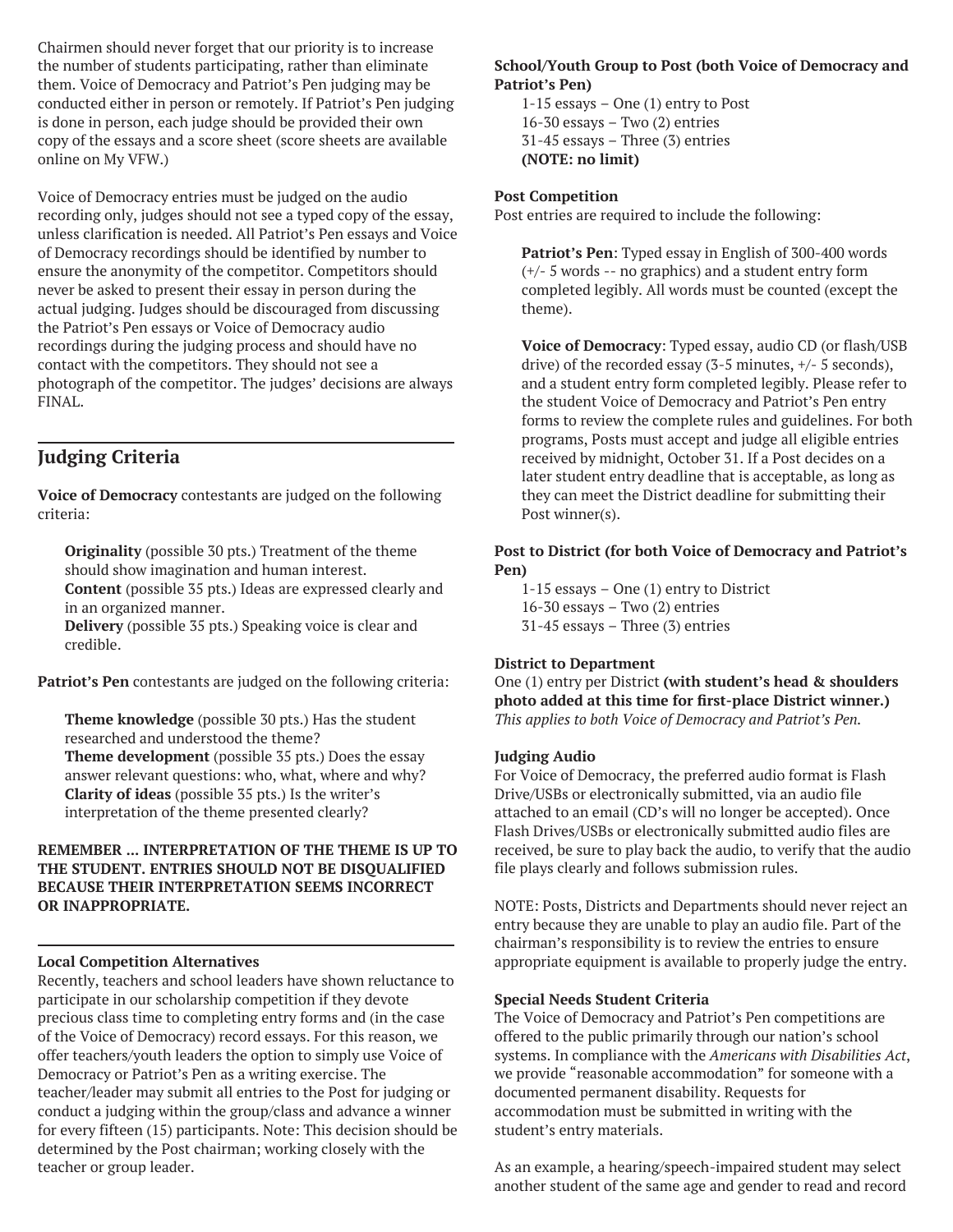Chairmen should never forget that our priority is to increase the number of students participating, rather than eliminate them. Voice of Democracy and Patriot's Pen judging may be conducted either in person or remotely. If Patriot's Pen judging is done in person, each judge should be provided their own copy of the essays and a score sheet (score sheets are available online on My VFW.)

Voice of Democracy entries must be judged on the audio recording only, judges should not see a typed copy of the essay, unless clarification is needed. All Patriot's Pen essays and Voice of Democracy recordings should be identified by number to ensure the anonymity of the competitor. Competitors should never be asked to present their essay in person during the actual judging. Judges should be discouraged from discussing the Patriot's Pen essays or Voice of Democracy audio recordings during the judging process and should have no contact with the competitors. They should not see a photograph of the competitor. The judges' decisions are always FINAL.

## Judging Criteria

**Voice of Democracy** contestants are judged on the following criteria:

**Originality** (possible 30 pts.) Treatment of the theme should show imagination and human interest.
**Content** (possible 35 pts.) Ideas are expressed clearly and in an organized manner.
**Delivery** (possible 35 pts.) Speaking voice is clear and credible.

**Patriot's Pen** contestants are judged on the following criteria:

**Theme knowledge** (possible 30 pts.) Has the student researched and understood the theme?
**Theme development** (possible 35 pts.) Does the essay answer relevant questions: who, what, where and why?
**Clarity of ideas** (possible 35 pts.) Is the writer's interpretation of the theme presented clearly?

**REMEMBER ... INTERPRETATION OF THE THEME IS UP TO THE STUDENT. ENTRIES SHOULD NOT BE DISQUALIFIED BECAUSE THEIR INTERPRETATION SEEMS INCORRECT OR INAPPROPRIATE.**

### Local Competition Alternatives

Recently, teachers and school leaders have shown reluctance to participate in our scholarship competition if they devote precious class time to completing entry forms and (in the case of the Voice of Democracy) record essays. For this reason, we offer teachers/youth leaders the option to simply use Voice of Democracy or Patriot's Pen as a writing exercise. The teacher/leader may submit all entries to the Post for judging or conduct a judging within the group/class and advance a winner for every fifteen (15) participants. Note: This decision should be determined by the Post chairman; working closely with the teacher or group leader.

### School/Youth Group to Post (both Voice of Democracy and Patriot's Pen)

1-15 essays – One (1) entry to Post
16-30 essays – Two (2) entries
31-45 essays – Three (3) entries
**(NOTE: no limit)**

### Post Competition

Post entries are required to include the following:

**Patriot's Pen**: Typed essay in English of 300-400 words (+/- 5 words -- no graphics) and a student entry form completed legibly. All words must be counted (except the theme).

**Voice of Democracy**: Typed essay, audio CD (or flash/USB drive) of the recorded essay (3-5 minutes, +/- 5 seconds), and a student entry form completed legibly. Please refer to the student Voice of Democracy and Patriot's Pen entry forms to review the complete rules and guidelines. For both programs, Posts must accept and judge all eligible entries received by midnight, October 31. If a Post decides on a later student entry deadline that is acceptable, as long as they can meet the District deadline for submitting their Post winner(s).

### Post to District (for both Voice of Democracy and Patriot's Pen)

1-15 essays – One (1) entry to District
16-30 essays – Two (2) entries
31-45 essays – Three (3) entries

### District to Department

One (1) entry per District **(with student's head & shoulders photo added at this time for first-place District winner.)**
*This applies to both Voice of Democracy and Patriot's Pen.*

### Judging Audio

For Voice of Democracy, the preferred audio format is Flash Drive/USBs or electronically submitted, via an audio file attached to an email (CD's will no longer be accepted). Once Flash Drives/USBs or electronically submitted audio files are received, be sure to play back the audio, to verify that the audio file plays clearly and follows submission rules.

NOTE: Posts, Districts and Departments should never reject an entry because they are unable to play an audio file. Part of the chairman's responsibility is to review the entries to ensure appropriate equipment is available to properly judge the entry.

### Special Needs Student Criteria

The Voice of Democracy and Patriot's Pen competitions are offered to the public primarily through our nation's school systems. In compliance with the *Americans with Disabilities Act*, we provide "reasonable accommodation" for someone with a documented permanent disability. Requests for accommodation must be submitted in writing with the student's entry materials.

As an example, a hearing/speech-impaired student may select another student of the same age and gender to read and record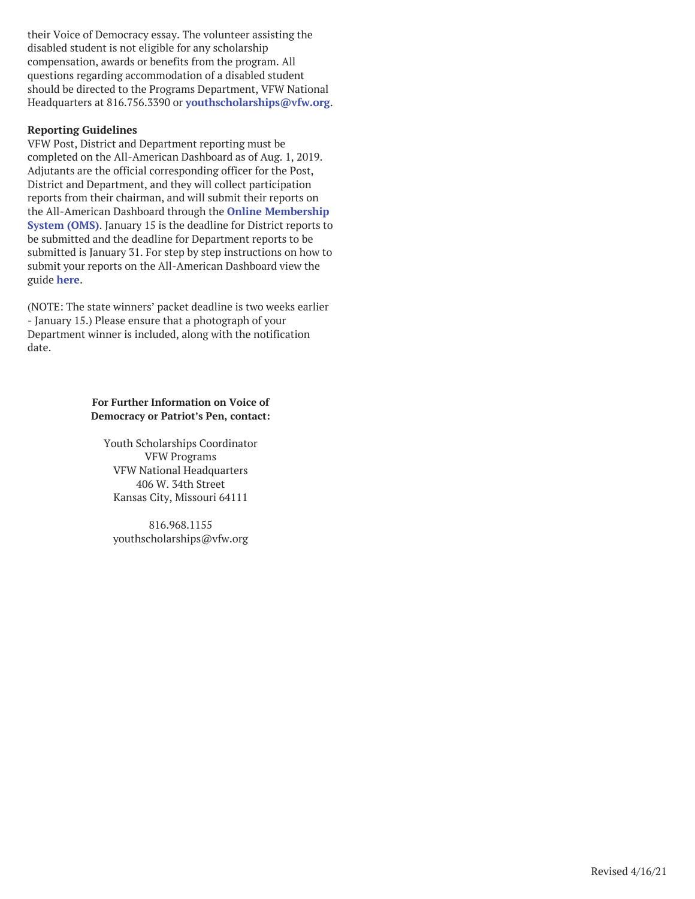their Voice of Democracy essay. The volunteer assisting the disabled student is not eligible for any scholarship compensation, awards or benefits from the program. All questions regarding accommodation of a disabled student should be directed to the Programs Department, VFW National Headquarters at 816.756.3390 or **youthscholarships@vfw.org**.

**Reporting Guidelines**

VFW Post, District and Department reporting must be completed on the All-American Dashboard as of Aug. 1, 2019. Adjutants are the official corresponding officer for the Post, District and Department, and they will collect participation reports from their chairman, and will submit their reports on the All-American Dashboard through the **Online Membership System (OMS)**. January 15 is the deadline for District reports to be submitted and the deadline for Department reports to be submitted is January 31. For step by step instructions on how to submit your reports on the All-American Dashboard view the guide **here**.

(NOTE: The state winners' packet deadline is two weeks earlier - January 15.) Please ensure that a photograph of your Department winner is included, along with the notification date.

**For Further Information on Voice of Democracy or Patriot's Pen, contact:**

Youth Scholarships Coordinator
VFW Programs
VFW National Headquarters
406 W. 34th Street
Kansas City, Missouri 64111

816.968.1155
youthscholarships@vfw.org

Revised 4/16/21